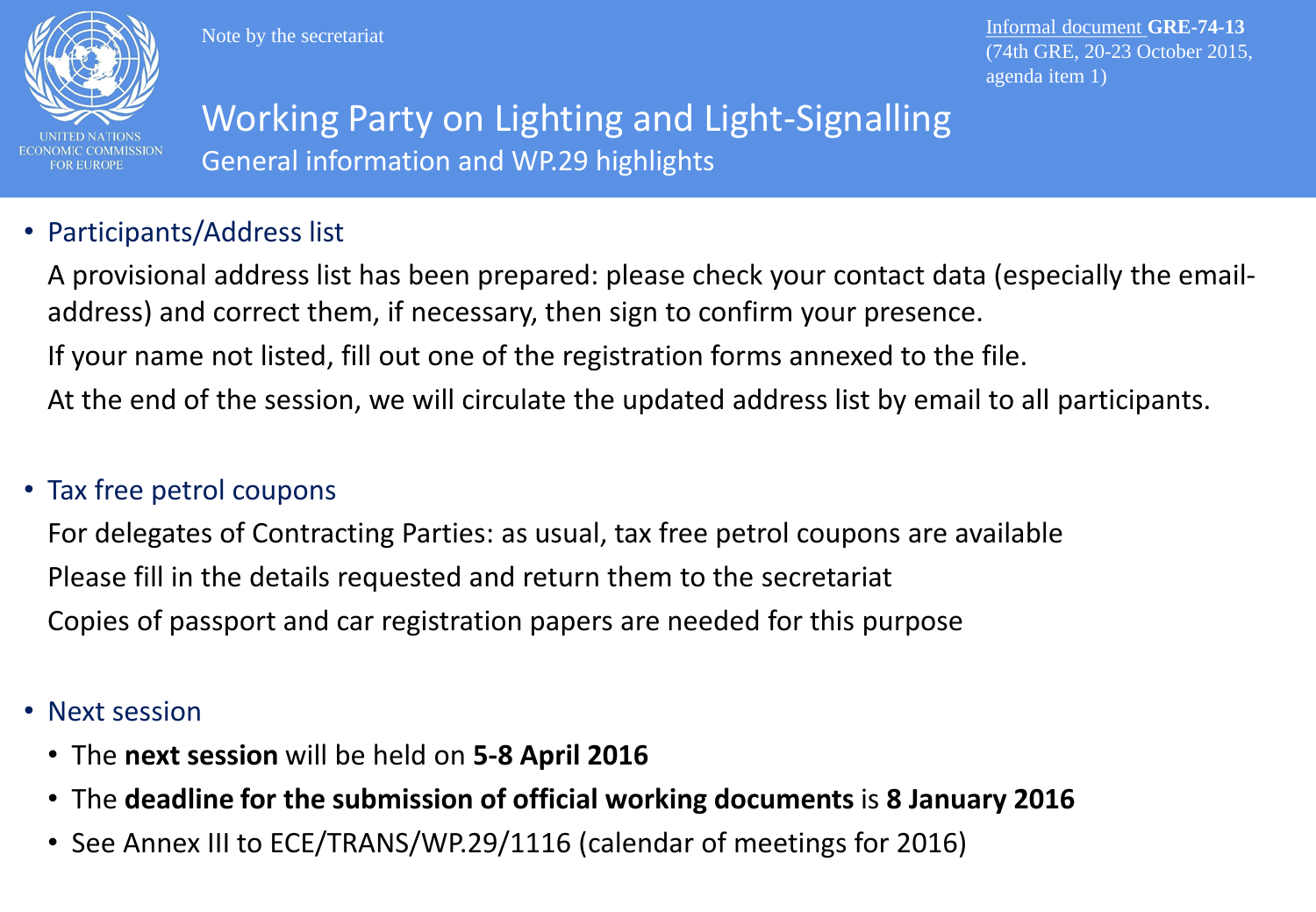UNITED NATIONS
ECONOMIC COMMISSION
FOR EUROPE

Note by the secretariat

Informal document **GRE-74-13**
(74th GRE, 20-23 October 2015,
agenda item 1)

# Working Party on Lighting and Light-Signalling

## General information and WP.29 highlights

- Participants/Address list

  A provisional address list has been prepared: please check your contact data (especially the email-address) and correct them, if necessary, then sign to confirm your presence.

  If your name not listed, fill out one of the registration forms annexed to the file.

  At the end of the session, we will circulate the updated address list by email to all participants.

- Tax free petrol coupons

  For delegates of Contracting Parties: as usual, tax free petrol coupons are available

  Please fill in the details requested and return them to the secretariat

  Copies of passport and car registration papers are needed for this purpose

- Next session
  - The **next session** will be held on **5-8 April 2016**
  - The **deadline for the submission of official working documents** is **8 January 2016**
  - See Annex III to ECE/TRANS/WP.29/1116 (calendar of meetings for 2016)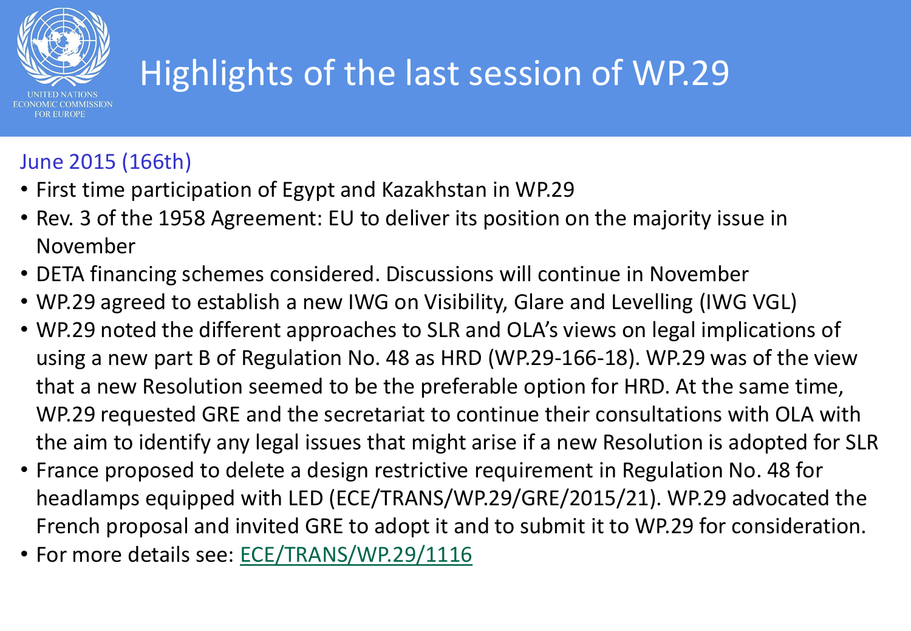# Highlights of the last session of WP.29

June 2015 (166th)

- First time participation of Egypt and Kazakhstan in WP.29
- Rev. 3 of the 1958 Agreement: EU to deliver its position on the majority issue in November
- DETA financing schemes considered. Discussions will continue in November
- WP.29 agreed to establish a new IWG on Visibility, Glare and Levelling (IWG VGL)
- WP.29 noted the different approaches to SLR and OLA's views on legal implications of using a new part B of Regulation No. 48 as HRD (WP.29-166-18). WP.29 was of the view that a new Resolution seemed to be the preferable option for HRD. At the same time, WP.29 requested GRE and the secretariat to continue their consultations with OLA with the aim to identify any legal issues that might arise if a new Resolution is adopted for SLR
- France proposed to delete a design restrictive requirement in Regulation No. 48 for headlamps equipped with LED (ECE/TRANS/WP.29/GRE/2015/21). WP.29 advocated the French proposal and invited GRE to adopt it and to submit it to WP.29 for consideration.
- For more details see: ECE/TRANS/WP.29/1116